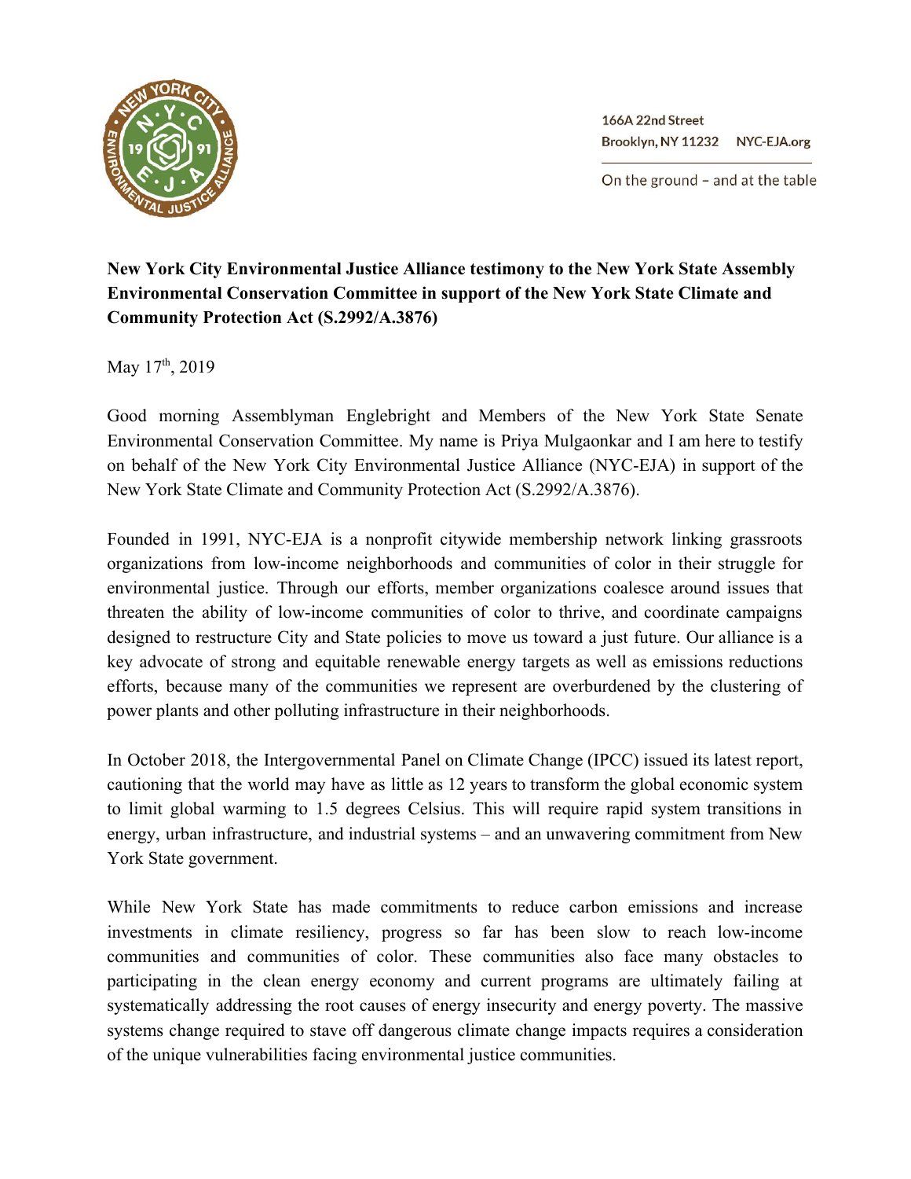166A 22nd Street
Brooklyn, NY 11232 NYC-EJA.org

On the ground – and at the table

**New York City Environmental Justice Alliance testimony to the New York State Assembly Environmental Conservation Committee in support of the New York State Climate and Community Protection Act (S.2992/A.3876)**

May 17th, 2019

Good morning Assemblyman Englebright and Members of the New York State Senate Environmental Conservation Committee. My name is Priya Mulgaonkar and I am here to testify on behalf of the New York City Environmental Justice Alliance (NYC-EJA) in support of the New York State Climate and Community Protection Act (S.2992/A.3876).

Founded in 1991, NYC-EJA is a nonprofit citywide membership network linking grassroots organizations from low-income neighborhoods and communities of color in their struggle for environmental justice. Through our efforts, member organizations coalesce around issues that threaten the ability of low-income communities of color to thrive, and coordinate campaigns designed to restructure City and State policies to move us toward a just future. Our alliance is a key advocate of strong and equitable renewable energy targets as well as emissions reductions efforts, because many of the communities we represent are overburdened by the clustering of power plants and other polluting infrastructure in their neighborhoods.

In October 2018, the Intergovernmental Panel on Climate Change (IPCC) issued its latest report, cautioning that the world may have as little as 12 years to transform the global economic system to limit global warming to 1.5 degrees Celsius. This will require rapid system transitions in energy, urban infrastructure, and industrial systems – and an unwavering commitment from New York State government.

While New York State has made commitments to reduce carbon emissions and increase investments in climate resiliency, progress so far has been slow to reach low-income communities and communities of color. These communities also face many obstacles to participating in the clean energy economy and current programs are ultimately failing at systematically addressing the root causes of energy insecurity and energy poverty. The massive systems change required to stave off dangerous climate change impacts requires a consideration of the unique vulnerabilities facing environmental justice communities.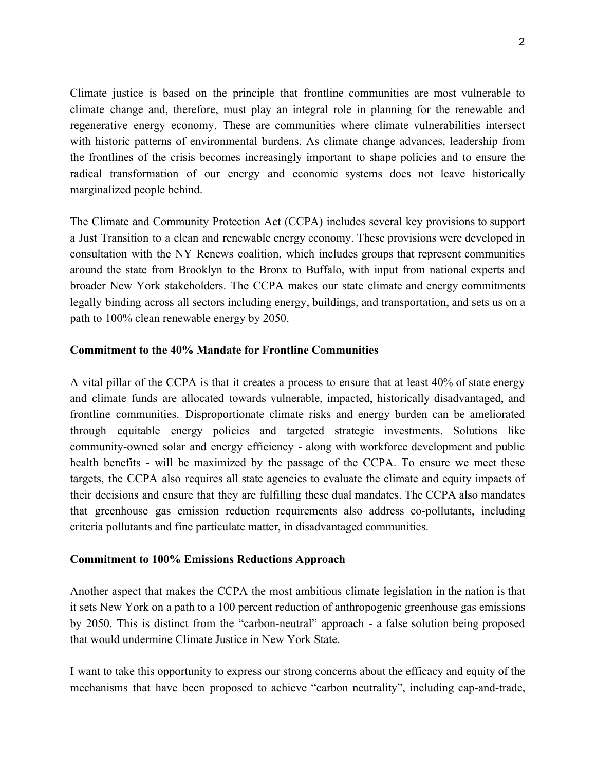Climate justice is based on the principle that frontline communities are most vulnerable to climate change and, therefore, must play an integral role in planning for the renewable and regenerative energy economy. These are communities where climate vulnerabilities intersect with historic patterns of environmental burdens. As climate change advances, leadership from the frontlines of the crisis becomes increasingly important to shape policies and to ensure the radical transformation of our energy and economic systems does not leave historically marginalized people behind.

The Climate and Community Protection Act (CCPA) includes several key provisions to support a Just Transition to a clean and renewable energy economy. These provisions were developed in consultation with the NY Renews coalition, which includes groups that represent communities around the state from Brooklyn to the Bronx to Buffalo, with input from national experts and broader New York stakeholders. The CCPA makes our state climate and energy commitments legally binding across all sectors including energy, buildings, and transportation, and sets us on a path to 100% clean renewable energy by 2050.

**Commitment to the 40% Mandate for Frontline Communities**

A vital pillar of the CCPA is that it creates a process to ensure that at least 40% of state energy and climate funds are allocated towards vulnerable, impacted, historically disadvantaged, and frontline communities. Disproportionate climate risks and energy burden can be ameliorated through equitable energy policies and targeted strategic investments. Solutions like community-owned solar and energy efficiency - along with workforce development and public health benefits - will be maximized by the passage of the CCPA. To ensure we meet these targets, the CCPA also requires all state agencies to evaluate the climate and equity impacts of their decisions and ensure that they are fulfilling these dual mandates. The CCPA also mandates that greenhouse gas emission reduction requirements also address co-pollutants, including criteria pollutants and fine particulate matter, in disadvantaged communities.

**<u>Commitment to 100% Emissions Reductions Approach</u>**

Another aspect that makes the CCPA the most ambitious climate legislation in the nation is that it sets New York on a path to a 100 percent reduction of anthropogenic greenhouse gas emissions by 2050. This is distinct from the "carbon-neutral" approach - a false solution being proposed that would undermine Climate Justice in New York State.

I want to take this opportunity to express our strong concerns about the efficacy and equity of the mechanisms that have been proposed to achieve "carbon neutrality", including cap-and-trade,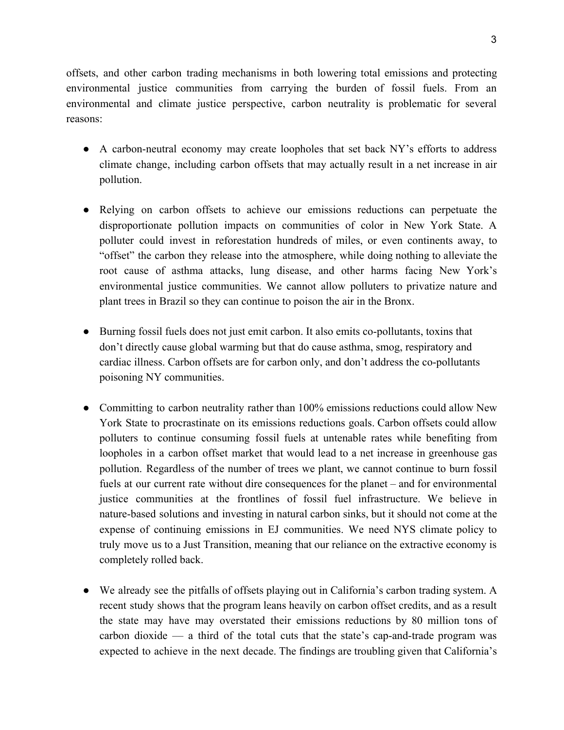offsets, and other carbon trading mechanisms in both lowering total emissions and protecting environmental justice communities from carrying the burden of fossil fuels. From an environmental and climate justice perspective, carbon neutrality is problematic for several reasons:

- A carbon-neutral economy may create loopholes that set back NY's efforts to address climate change, including carbon offsets that may actually result in a net increase in air pollution.

- Relying on carbon offsets to achieve our emissions reductions can perpetuate the disproportionate pollution impacts on communities of color in New York State. A polluter could invest in reforestation hundreds of miles, or even continents away, to "offset" the carbon they release into the atmosphere, while doing nothing to alleviate the root cause of asthma attacks, lung disease, and other harms facing New York's environmental justice communities. We cannot allow polluters to privatize nature and plant trees in Brazil so they can continue to poison the air in the Bronx.

- Burning fossil fuels does not just emit carbon. It also emits co-pollutants, toxins that don't directly cause global warming but that do cause asthma, smog, respiratory and cardiac illness. Carbon offsets are for carbon only, and don't address the co-pollutants poisoning NY communities.

- Committing to carbon neutrality rather than 100% emissions reductions could allow New York State to procrastinate on its emissions reductions goals. Carbon offsets could allow polluters to continue consuming fossil fuels at untenable rates while benefiting from loopholes in a carbon offset market that would lead to a net increase in greenhouse gas pollution. Regardless of the number of trees we plant, we cannot continue to burn fossil fuels at our current rate without dire consequences for the planet – and for environmental justice communities at the frontlines of fossil fuel infrastructure. We believe in nature-based solutions and investing in natural carbon sinks, but it should not come at the expense of continuing emissions in EJ communities. We need NYS climate policy to truly move us to a Just Transition, meaning that our reliance on the extractive economy is completely rolled back.

- We already see the pitfalls of offsets playing out in California's carbon trading system. A recent study shows that the program leans heavily on carbon offset credits, and as a result the state may have may overstated their emissions reductions by 80 million tons of carbon dioxide — a third of the total cuts that the state's cap-and-trade program was expected to achieve in the next decade. The findings are troubling given that California's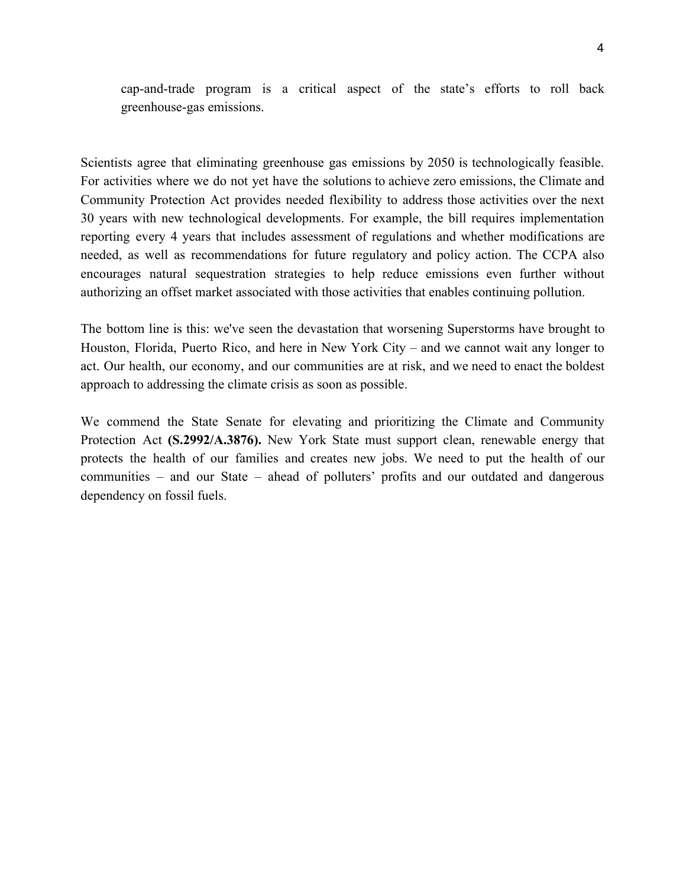> cap-and-trade program is a critical aspect of the state's efforts to roll back greenhouse-gas emissions.

Scientists agree that eliminating greenhouse gas emissions by 2050 is technologically feasible. For activities where we do not yet have the solutions to achieve zero emissions, the Climate and Community Protection Act provides needed flexibility to address those activities over the next 30 years with new technological developments. For example, the bill requires implementation reporting every 4 years that includes assessment of regulations and whether modifications are needed, as well as recommendations for future regulatory and policy action. The CCPA also encourages natural sequestration strategies to help reduce emissions even further without authorizing an offset market associated with those activities that enables continuing pollution.

The bottom line is this: we've seen the devastation that worsening Superstorms have brought to Houston, Florida, Puerto Rico, and here in New York City – and we cannot wait any longer to act. Our health, our economy, and our communities are at risk, and we need to enact the boldest approach to addressing the climate crisis as soon as possible.

We commend the State Senate for elevating and prioritizing the Climate and Community Protection Act **(S.2992/A.3876).** New York State must support clean, renewable energy that protects the health of our families and creates new jobs. We need to put the health of our communities – and our State – ahead of polluters' profits and our outdated and dangerous dependency on fossil fuels.